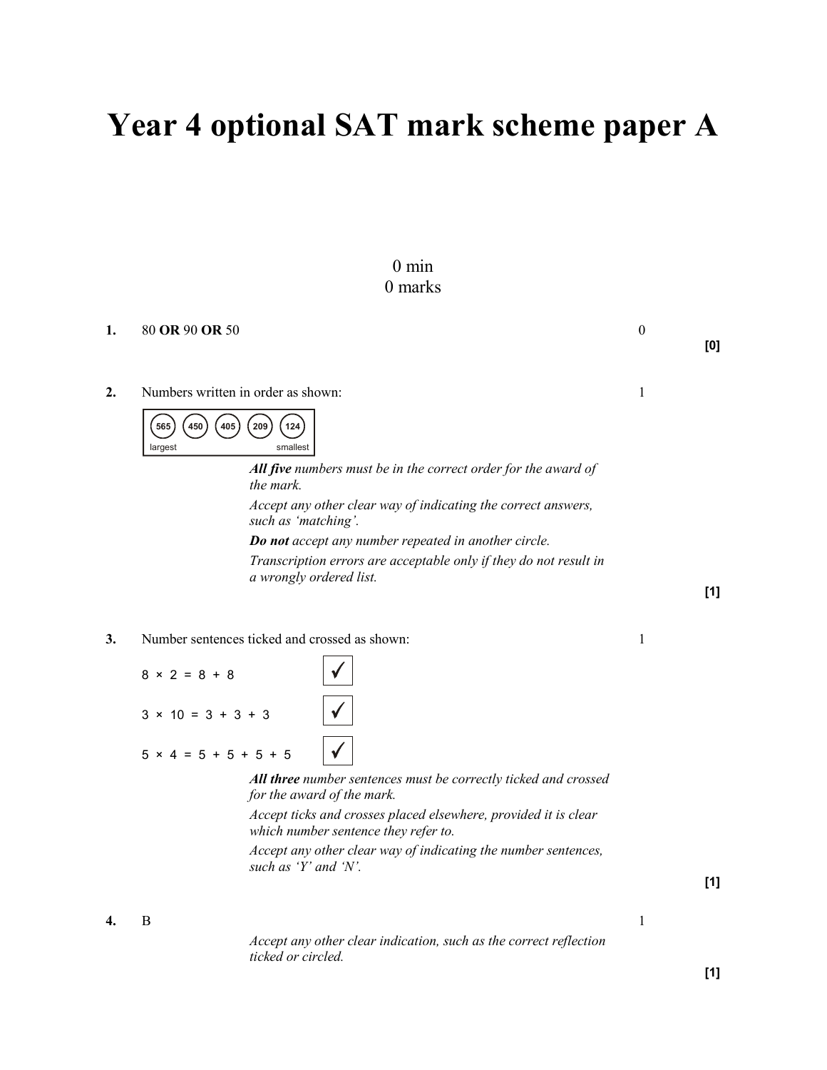# Year 4 optional SAT mark scheme paper A

0 min
0 marks

**1.** 80 **OR** 90 **OR** 50 — 0

**[0]**

**2.** Numbers written in order as shown: — 1

| 565 | 450 | 405 | 209 | 124 |
|---|---|---|---|---|
| largest | | | | smallest |

*__All five__ numbers must be in the correct order for the award of the mark.*

*Accept any other clear way of indicating the correct answers, such as 'matching'.*

*__Do not__ accept any number repeated in another circle.*

*Transcription errors are acceptable only if they do not result in a wrongly ordered list.*

**[1]**

**3.** Number sentences ticked and crossed as shown: — 1

| Number sentence | |
|---|---|
| $8 \times 2 = 8 + 8$ | ✓ |
| $3 \times 10 = 3 + 3 + 3$ | ✓ |
| $5 \times 4 = 5 + 5 + 5 + 5$ | ✓ |

*__All three__ number sentences must be correctly ticked and crossed for the award of the mark.*

*Accept ticks and crosses placed elsewhere, provided it is clear which number sentence they refer to.*

*Accept any other clear way of indicating the number sentences, such as 'Y' and 'N'.*

**[1]**

**4.** B — 1

*Accept any other clear indication, such as the correct reflection ticked or circled.*

**[1]**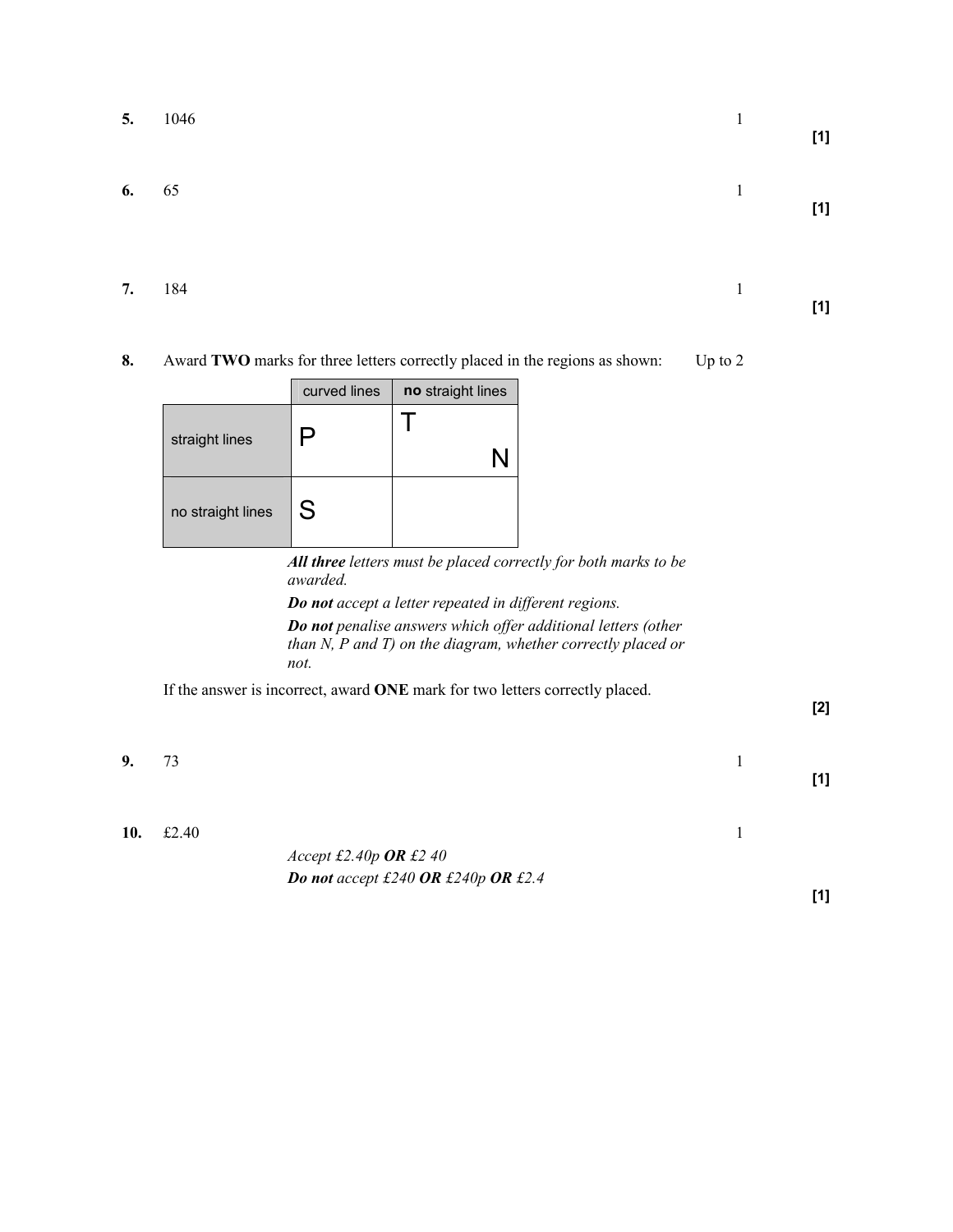**5.** 1046 1 **[1]**

**6.** 65 1 **[1]**

**7.** 184 1 **[1]**

**8.** Award **TWO** marks for three letters correctly placed in the regions as shown: Up to 2

| | curved lines | **no** straight lines |
|---|---|---|
| straight lines | P | T N |
| no straight lines | S | |

***All three*** *letters must be placed correctly for both marks to be awarded.*

***Do not*** *accept a letter repeated in different regions.*

***Do not*** *penalise answers which offer additional letters (other than N, P and T) on the diagram, whether correctly placed or not.*

If the answer is incorrect, award **ONE** mark for two letters correctly placed.

**[2]**

**9.** 73 1 **[1]**

**10.** £2.40 1

*Accept £2.40p* ***OR*** *£2 40*

***Do not*** *accept £240* ***OR*** *£240p* ***OR*** *£2.4*

**[1]**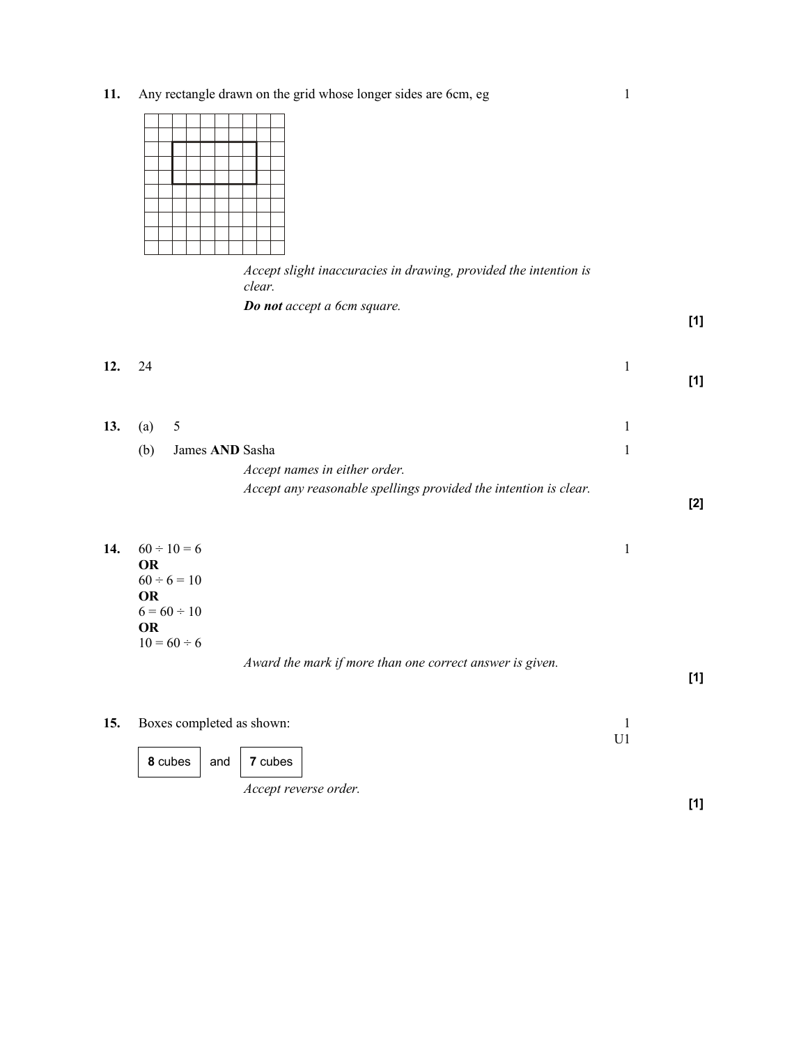**11.** Any rectangle drawn on the grid whose longer sides are 6cm, eg — 1

*Accept slight inaccuracies in drawing, provided the intention is clear.*

***Do not** accept a 6cm square.*

**[1]**

**12.** 24 — 1

**[1]**

**13.** (a) 5 — 1

(b) James **AND** Sasha — 1

*Accept names in either order.*

*Accept any reasonable spellings provided the intention is clear.*

**[2]**

**14.** $60 \div 10 = 6$ — 1

**OR**

$60 \div 6 = 10$

**OR**

$6 = 60 \div 10$

**OR**

$10 = 60 \div 6$

*Award the mark if more than one correct answer is given.*

**[1]**

**15.** Boxes completed as shown: — 1 U1

| **8** cubes | and | **7** cubes |
|---|---|---|

*Accept reverse order.*

**[1]**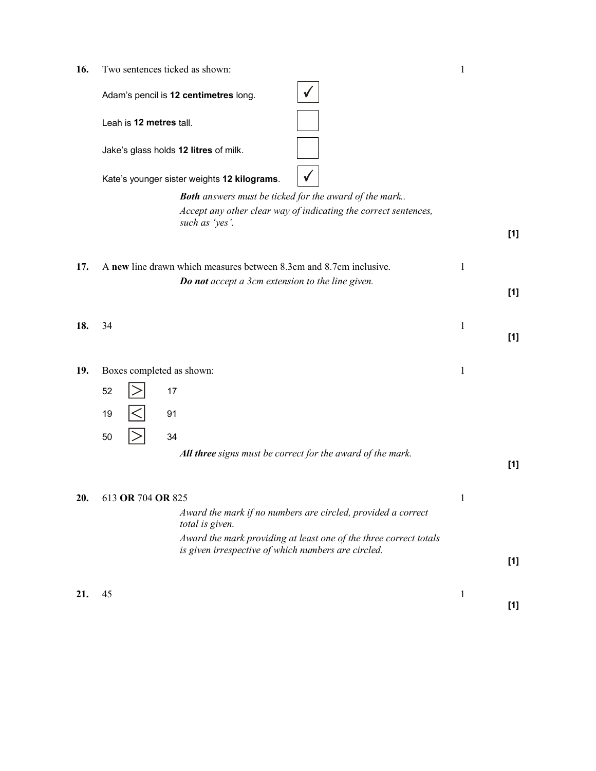**16.** Two sentences ticked as shown: 1

| | |
|---|---|
| Adam's pencil is **12 centimetres** long. | ✓ |
| Leah is **12 metres** tall. | |
| Jake's glass holds **12 litres** of milk. | |
| Kate's younger sister weights **12 kilograms**. | ✓ |

*__Both__ answers must be ticked for the award of the mark..*

*Accept any other clear way of indicating the correct sentences, such as 'yes'.*

**[1]**

**17.** A **new** line drawn which measures between 8.3cm and 8.7cm inclusive. 1

*__Do not__ accept a 3cm extension to the line given.*

**[1]**

**18.** 34 1

**[1]**

**19.** Boxes completed as shown: 1

52 $>$ 17

19 $<$ 91

50 $>$ 34

*__All three__ signs must be correct for the award of the mark.*

**[1]**

**20.** 613 **OR** 704 **OR** 825 1

*Award the mark if no numbers are circled, provided a correct total is given.*

*Award the mark providing at least one of the three correct totals is given irrespective of which numbers are circled.*

**[1]**

**21.** 45 1

**[1]**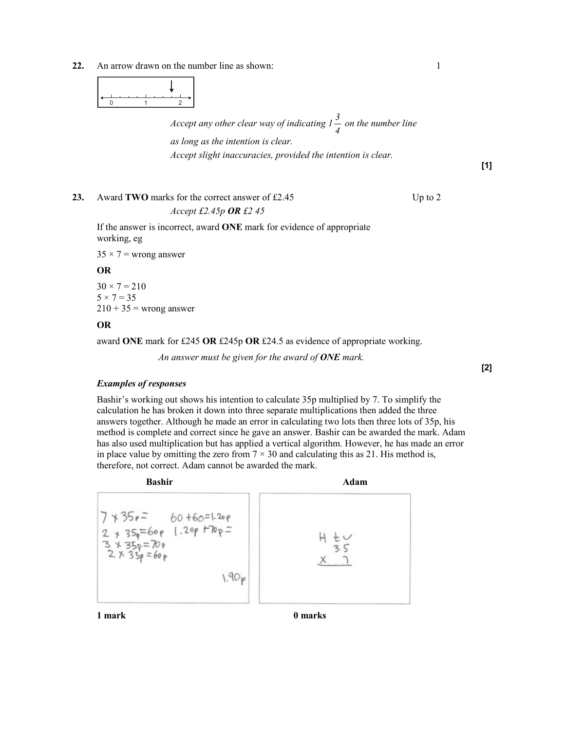**22.** An arrow drawn on the number line as shown: 1

Accept any other clear way of indicating $1\frac{3}{4}$ on the number line as long as the intention is clear.
*Accept slight inaccuracies, provided the intention is clear.*

**[1]**

**23.** Award **TWO** marks for the correct answer of £2.45 — Up to 2

*Accept £2.45p* ***OR*** *£2 45*

If the answer is incorrect, award **ONE** mark for evidence of appropriate working, eg

$35 \times 7$ = wrong answer

**OR**

$30 \times 7 = 210$
$5 \times 7 = 35$
$210 + 35$ = wrong answer

**OR**

award **ONE** mark for £245 **OR** £245p **OR** £24.5 as evidence of appropriate working.

*An answer must be given for the award of* ***ONE*** *mark.*

**[2]**

***Examples of responses***

Bashir's working out shows his intention to calculate 35p multiplied by 7. To simplify the calculation he has broken it down into three separate multiplications then added the three answers together. Although he made an error in calculating two lots then three lots of 35p, his method is complete and correct since he gave an answer. Bashir can be awarded the mark. Adam has also used multiplication but has applied a vertical algorithm. However, he has made an error in place value by omitting the zero from $7 \times 30$ and calculating this as 21. His method is, therefore, not correct. Adam cannot be awarded the mark.

| Bashir | Adam |
| --- | --- |
| 7 × 35p = <br> 2 × 35p = 60p <br> 3 × 35p = 70p <br> 2 × 35p = 60p <br> 60 + 60 = 1.20p <br> 1.20p + 70p = <br> 1.90p | H t u <br> 3 5 <br> × 7 |
| **1 mark** | **0 marks** |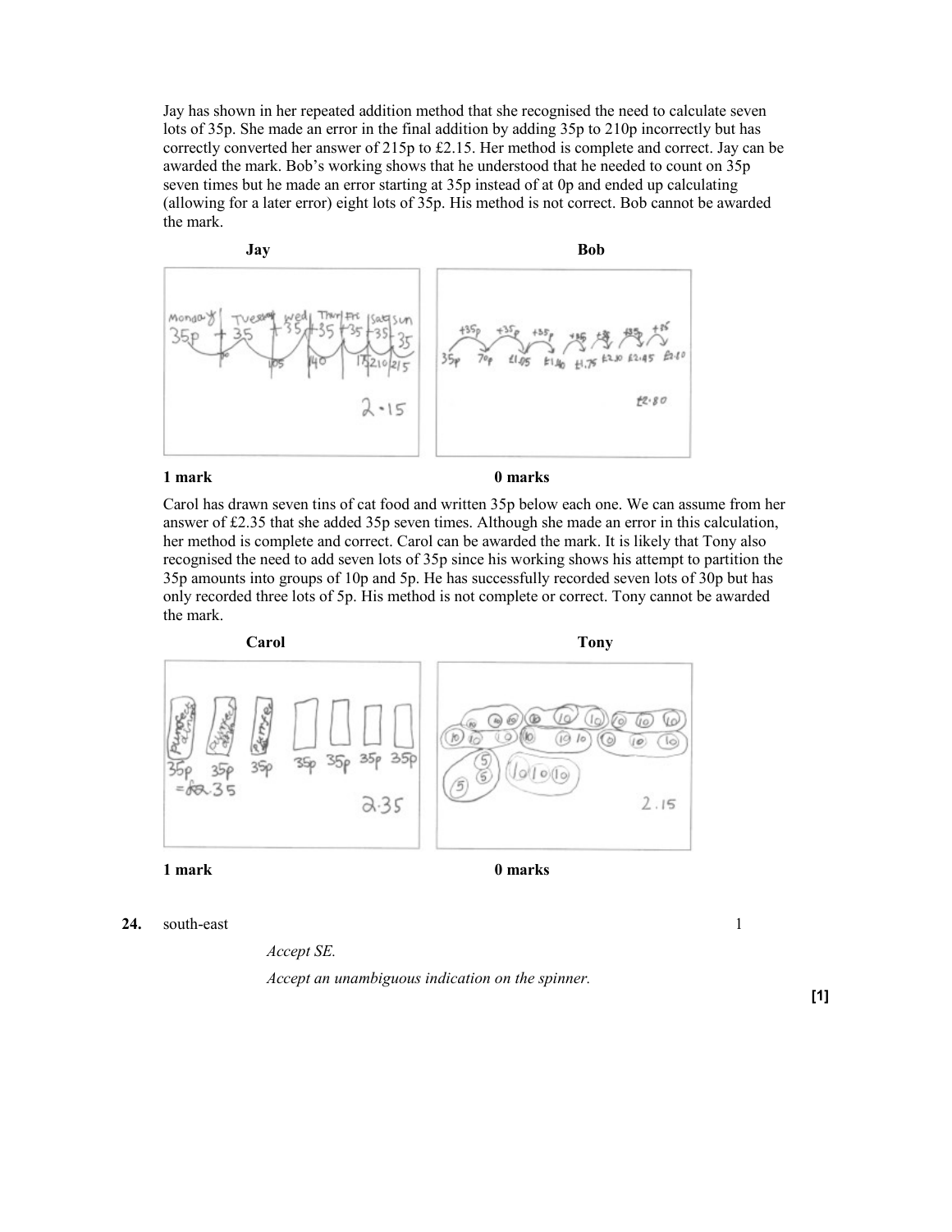Jay has shown in her repeated addition method that she recognised the need to calculate seven lots of 35p. She made an error in the final addition by adding 35p to 210p incorrectly but has correctly converted her answer of 215p to £2.15. Her method is complete and correct. Jay can be awarded the mark. Bob's working shows that he understood that he needed to count on 35p seven times but he made an error starting at 35p instead of at 0p and ended up calculating (allowing for a later error) eight lots of 35p. His method is not correct. Bob cannot be awarded the mark.

**Jay** | **Bob**

**1 mark** | **0 marks**

Carol has drawn seven tins of cat food and written 35p below each one. We can assume from her answer of £2.35 that she added 35p seven times. Although she made an error in this calculation, her method is complete and correct. Carol can be awarded the mark. It is likely that Tony also recognised the need to add seven lots of 35p since his working shows his attempt to partition the 35p amounts into groups of 10p and 5p. He has successfully recorded seven lots of 30p but has only recorded three lots of 5p. His method is not complete or correct. Tony cannot be awarded the mark.

**Carol** | **Tony**

**1 mark** | **0 marks**

**24.** south-east 1

*Accept SE.*

*Accept an unambiguous indication on the spinner.*

**[1]**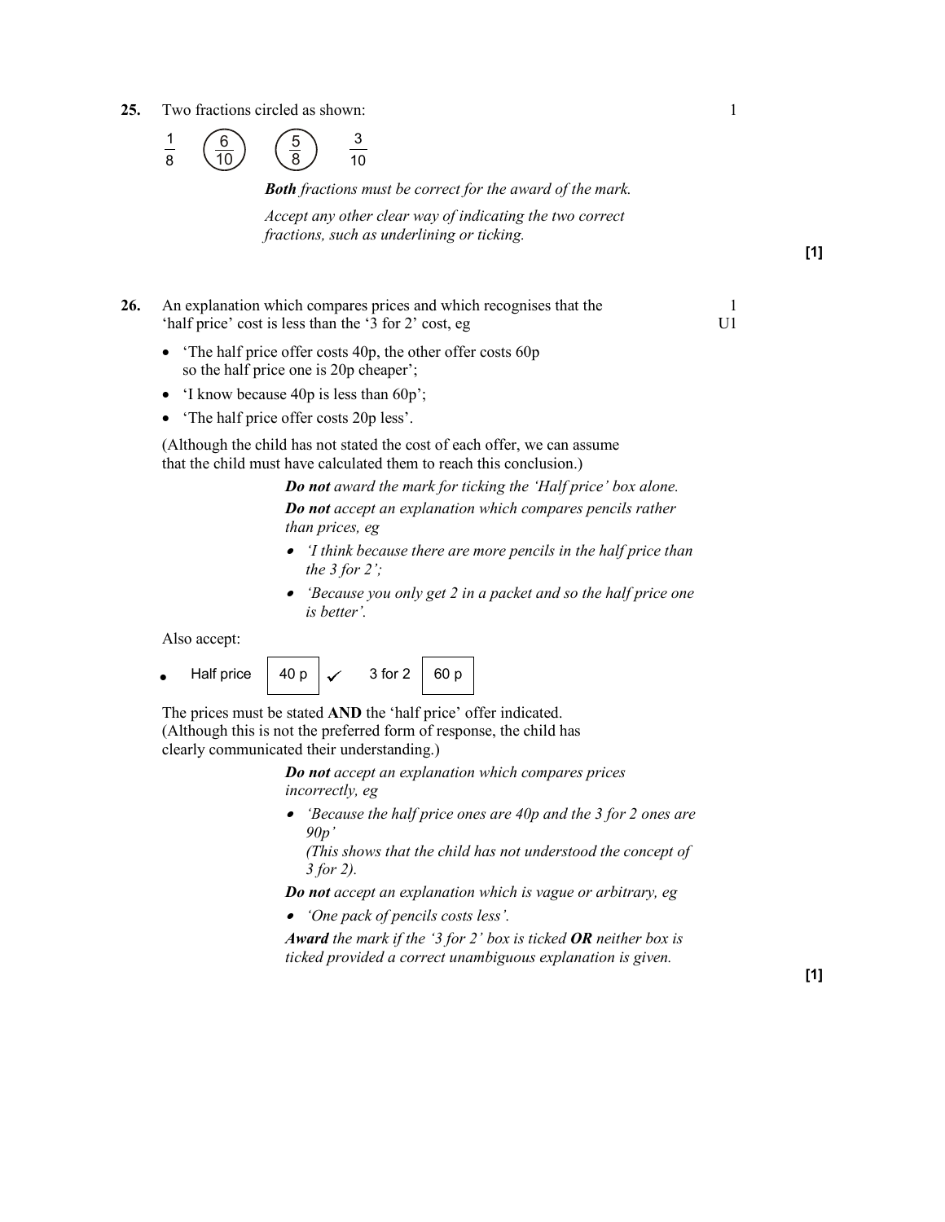**25.** Two fractions circled as shown: 1

$\frac{1}{8}$ ($\frac{6}{10}$) ($\frac{5}{8}$) $\frac{3}{10}$

*__Both__ fractions must be correct for the award of the mark.*

*Accept any other clear way of indicating the two correct fractions, such as underlining or ticking.*

**[1]**

**26.** An explanation which compares prices and which recognises that the 'half price' cost is less than the '3 for 2' cost, eg 1 U1

- 'The half price offer costs 40p, the other offer costs 60p so the half price one is 20p cheaper';
- 'I know because 40p is less than 60p';
- 'The half price offer costs 20p less'.

(Although the child has not stated the cost of each offer, we can assume that the child must have calculated them to reach this conclusion.)

*__Do not__ award the mark for ticking the 'Half price' box alone.*

*__Do not__ accept an explanation which compares pencils rather than prices, eg*

- *'I think because there are more pencils in the half price than the 3 for 2';*
- *'Because you only get 2 in a packet and so the half price one is better'.*

Also accept:

- Half price | 40 p | ✓ 3 for 2 | 60 p |

The prices must be stated **AND** the 'half price' offer indicated. (Although this is not the preferred form of response, the child has clearly communicated their understanding.)

*__Do not__ accept an explanation which compares prices incorrectly, eg*

- *'Because the half price ones are 40p and the 3 for 2 ones are 90p'*
  *(This shows that the child has not understood the concept of 3 for 2).*

*__Do not__ accept an explanation which is vague or arbitrary, eg*

- *'One pack of pencils costs less'.*

*__Award__ the mark if the '3 for 2' box is ticked __OR__ neither box is ticked provided a correct unambiguous explanation is given.*

**[1]**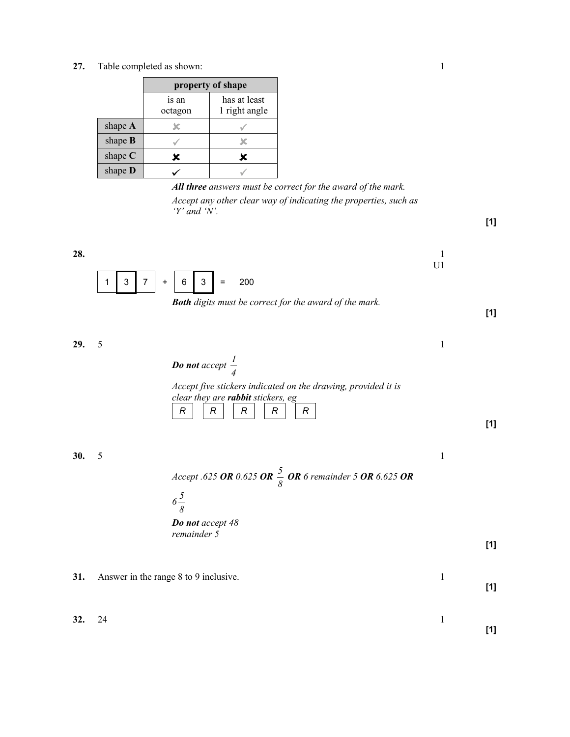**27.** Table completed as shown: 1

| | property of shape | |
|---|---|---|
| | is an octagon | has at least 1 right angle |
| shape **A** | ✘ | ✓ |
| shape **B** | ✓ | ✘ |
| shape **C** | ✘ | ✘ |
| shape **D** | ✓ | ✓ |

***All three*** *answers must be correct for the award of the mark.*

*Accept any other clear way of indicating the properties, such as 'Y' and 'N'.*

**[1]**

**28.** 1 U1

| 1 | 3 | 7 | + | 6 | 3 | = | 200 |
|---|---|---|---|---|---|---|---|

***Both*** *digits must be correct for the award of the mark.*

**[1]**

**29.** 5 1

***Do not*** *accept* $\frac{1}{4}$

*Accept five stickers indicated on the drawing, provided it is clear they are* ***rabbit*** *stickers, eg*

| R | R | R | R | R |
|---|---|---|---|---|

**[1]**

**30.** 5 1

*Accept .625* ***OR*** *0.625* ***OR*** $\frac{5}{8}$ ***OR*** *6 remainder 5* ***OR*** *6.625* ***OR***

$6\frac{5}{8}$

***Do not*** *accept 48 remainder 5*

**[1]**

**31.** Answer in the range 8 to 9 inclusive. 1

**[1]**

**32.** 24 1

**[1]**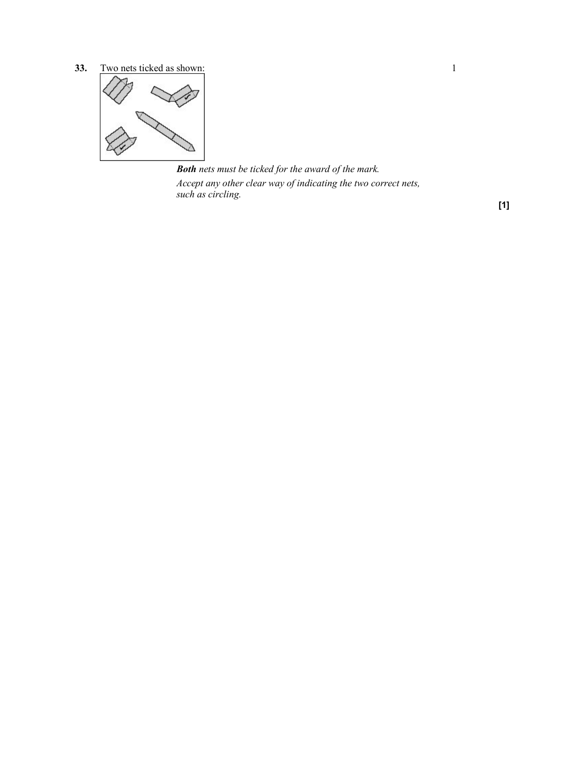**33.** Two nets ticked as shown: 1

***Both** nets must be ticked for the award of the mark.*

*Accept any other clear way of indicating the two correct nets, such as circling.*

**[1]**